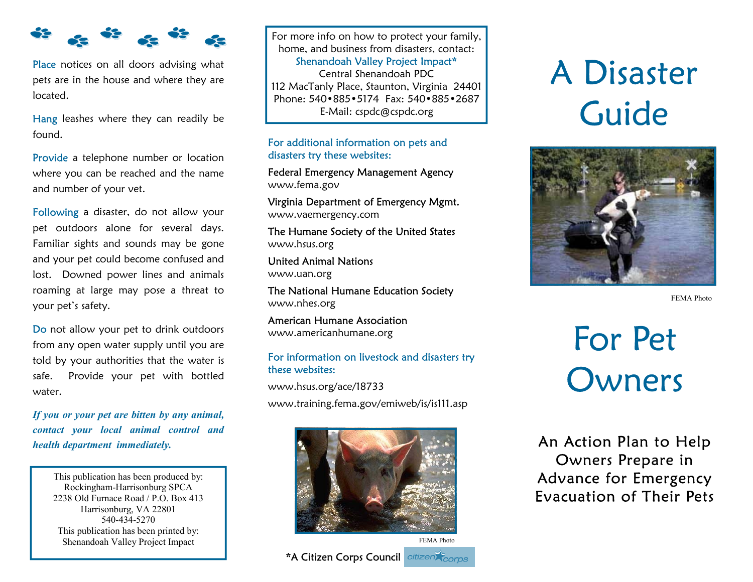**Place** notices on all doors advising what pets are in the house and where they are located.

**Hang** leashes where they can readily be found.

**Provide** a telephone number or location where you can be reached and the name and number of your vet.

**Following** a disaster, do not allow your pet outdoors alone for several days. Familiar sights and sounds may be gone and your pet could become confused and lost. Downed power lines and animals roaming at large may pose a threat to your pet's safety.

**Do** not allow your pet to drink outdoors from any open water supply until you are told by your authorities that the water is safe. Provide your pet with bottled water.

***If you or your pet are bitten by any animal, contact your local animal control and health department immediately.***

This publication has been produced by:
Rockingham-Harrisonburg SPCA
2238 Old Furnace Road / P.O. Box 413
Harrisonburg, VA 22801
540-434-5270
This publication has been printed by:
Shenandoah Valley Project Impact

For more info on how to protect your family, home, and business from disasters, contact:
Shenandoah Valley Project Impact*
Central Shenandoah PDC
112 MacTanly Place, Staunton, Virginia 24401
Phone: 540•885•5174 Fax: 540•885•2687
E-Mail: cspdc@cspdc.org

### For additional information on pets and disasters try these websites:

Federal Emergency Management Agency
www.fema.gov

Virginia Department of Emergency Mgmt.
www.vaemergency.com

The Humane Society of the United States
www.hsus.org

United Animal Nations
www.uan.org

The National Humane Education Society
www.nhes.org

American Humane Association
www.americanhumane.org

### For information on livestock and disasters try these websites:

www.hsus.org/ace/18733

www.training.fema.gov/emiweb/is/is111.asp

FEMA Photo

*A Citizen Corps Council

# A Disaster Guide

FEMA Photo

# For Pet Owners

## An Action Plan to Help Owners Prepare in Advance for Emergency Evacuation of Their Pets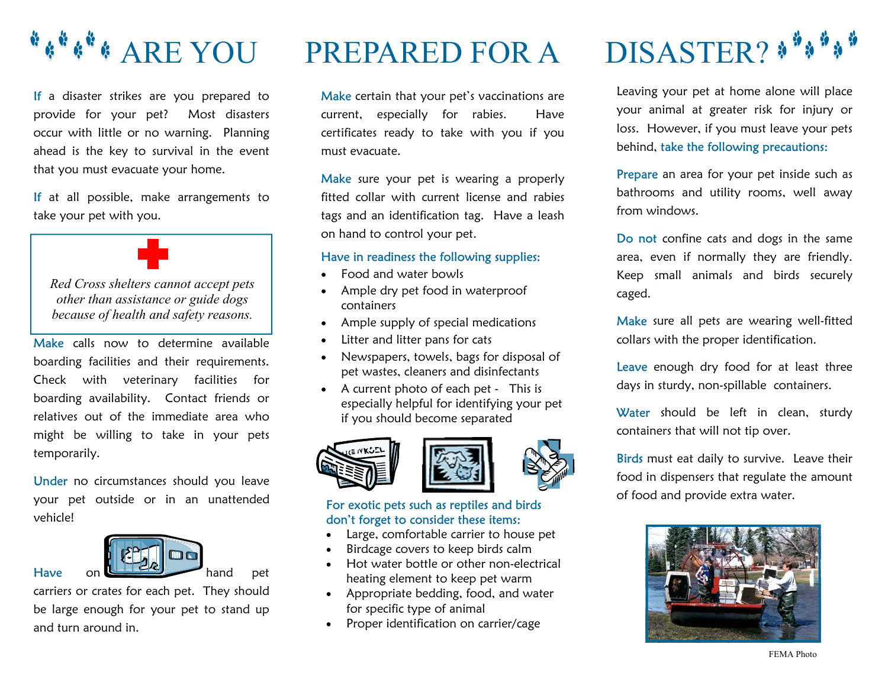# ARE YOU PREPARED FOR A DISASTER?

If a disaster strikes are you prepared to provide for your pet? Most disasters occur with little or no warning. Planning ahead is the key to survival in the event that you must evacuate your home.

If at all possible, make arrangements to take your pet with you.

*Red Cross shelters cannot accept pets other than assistance or guide dogs because of health and safety reasons.*

Make calls now to determine available boarding facilities and their requirements. Check with veterinary facilities for boarding availability. Contact friends or relatives out of the immediate area who might be willing to take in your pets temporarily.

Under no circumstances should you leave your pet outside or in an unattended vehicle!

Have on hand pet carriers or crates for each pet. They should be large enough for your pet to stand up and turn around in.

Make certain that your pet's vaccinations are current, especially for rabies. Have certificates ready to take with you if you must evacuate.

Make sure your pet is wearing a properly fitted collar with current license and rabies tags and an identification tag. Have a leash on hand to control your pet.

Have in readiness the following supplies:

- Food and water bowls
- Ample dry pet food in waterproof containers
- Ample supply of special medications
- Litter and litter pans for cats
- Newspapers, towels, bags for disposal of pet wastes, cleaners and disinfectants
- A current photo of each pet - This is especially helpful for identifying your pet if you should become separated

For exotic pets such as reptiles and birds don't forget to consider these items:

- Large, comfortable carrier to house pet
- Birdcage covers to keep birds calm
- Hot water bottle or other non-electrical heating element to keep pet warm
- Appropriate bedding, food, and water for specific type of animal
- Proper identification on carrier/cage

Leaving your pet at home alone will place your animal at greater risk for injury or loss. However, if you must leave your pets behind, take the following precautions:

Prepare an area for your pet inside such as bathrooms and utility rooms, well away from windows.

Do not confine cats and dogs in the same area, even if normally they are friendly. Keep small animals and birds securely caged.

Make sure all pets are wearing well-fitted collars with the proper identification.

Leave enough dry food for at least three days in sturdy, non-spillable containers.

Water should be left in clean, sturdy containers that will not tip over.

Birds must eat daily to survive. Leave their food in dispensers that regulate the amount of food and provide extra water.

FEMA Photo